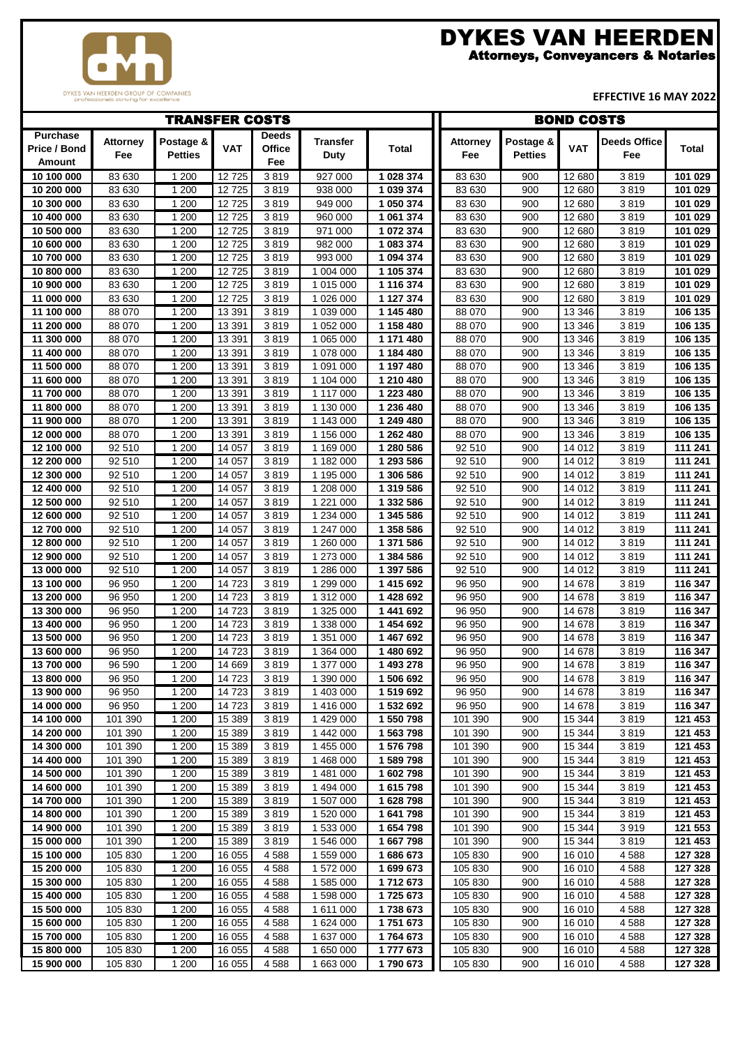# DYKES VAN HEERDEN

### Attorneys, Conveyancers & Notaries

DYKES VAN HEERDEN GROUP OF COMPANIES
professionals striving for excellence

**EFFECTIVE 16 MAY 2022**

| TRANSFER COSTS | | | | | | | BOND COSTS | | | | |
|---|---|---|---|---|---|---|---|---|---|---|---|
| **Purchase Price / Bond Amount** | **Attorney Fee** | **Postage & Petties** | **VAT** | **Deeds Office Fee** | **Transfer Duty** | **Total** | **Attorney Fee** | **Postage & Petties** | **VAT** | **Deeds Office Fee** | **Total** |
| **10 100 000** | 83 630 | 1 200 | 12 725 | 3 819 | 927 000 | **1 028 374** | 83 630 | 900 | 12 680 | 3 819 | **101 029** |
| **10 200 000** | 83 630 | 1 200 | 12 725 | 3 819 | 938 000 | **1 039 374** | 83 630 | 900 | 12 680 | 3 819 | **101 029** |
| **10 300 000** | 83 630 | 1 200 | 12 725 | 3 819 | 949 000 | **1 050 374** | 83 630 | 900 | 12 680 | 3 819 | **101 029** |
| **10 400 000** | 83 630 | 1 200 | 12 725 | 3 819 | 960 000 | **1 061 374** | 83 630 | 900 | 12 680 | 3 819 | **101 029** |
| **10 500 000** | 83 630 | 1 200 | 12 725 | 3 819 | 971 000 | **1 072 374** | 83 630 | 900 | 12 680 | 3 819 | **101 029** |
| **10 600 000** | 83 630 | 1 200 | 12 725 | 3 819 | 982 000 | **1 083 374** | 83 630 | 900 | 12 680 | 3 819 | **101 029** |
| **10 700 000** | 83 630 | 1 200 | 12 725 | 3 819 | 993 000 | **1 094 374** | 83 630 | 900 | 12 680 | 3 819 | **101 029** |
| **10 800 000** | 83 630 | 1 200 | 12 725 | 3 819 | 1 004 000 | **1 105 374** | 83 630 | 900 | 12 680 | 3 819 | **101 029** |
| **10 900 000** | 83 630 | 1 200 | 12 725 | 3 819 | 1 015 000 | **1 116 374** | 83 630 | 900 | 12 680 | 3 819 | **101 029** |
| **11 000 000** | 83 630 | 1 200 | 12 725 | 3 819 | 1 026 000 | **1 127 374** | 83 630 | 900 | 12 680 | 3 819 | **101 029** |
| **11 100 000** | 88 070 | 1 200 | 13 391 | 3 819 | 1 039 000 | **1 145 480** | 88 070 | 900 | 13 346 | 3 819 | **106 135** |
| **11 200 000** | 88 070 | 1 200 | 13 391 | 3 819 | 1 052 000 | **1 158 480** | 88 070 | 900 | 13 346 | 3 819 | **106 135** |
| **11 300 000** | 88 070 | 1 200 | 13 391 | 3 819 | 1 065 000 | **1 171 480** | 88 070 | 900 | 13 346 | 3 819 | **106 135** |
| **11 400 000** | 88 070 | 1 200 | 13 391 | 3 819 | 1 078 000 | **1 184 480** | 88 070 | 900 | 13 346 | 3 819 | **106 135** |
| **11 500 000** | 88 070 | 1 200 | 13 391 | 3 819 | 1 091 000 | **1 197 480** | 88 070 | 900 | 13 346 | 3 819 | **106 135** |
| **11 600 000** | 88 070 | 1 200 | 13 391 | 3 819 | 1 104 000 | **1 210 480** | 88 070 | 900 | 13 346 | 3 819 | **106 135** |
| **11 700 000** | 88 070 | 1 200 | 13 391 | 3 819 | 1 117 000 | **1 223 480** | 88 070 | 900 | 13 346 | 3 819 | **106 135** |
| **11 800 000** | 88 070 | 1 200 | 13 391 | 3 819 | 1 130 000 | **1 236 480** | 88 070 | 900 | 13 346 | 3 819 | **106 135** |
| **11 900 000** | 88 070 | 1 200 | 13 391 | 3 819 | 1 143 000 | **1 249 480** | 88 070 | 900 | 13 346 | 3 819 | **106 135** |
| **12 000 000** | 88 070 | 1 200 | 13 391 | 3 819 | 1 156 000 | **1 262 480** | 88 070 | 900 | 13 346 | 3 819 | **106 135** |
| **12 100 000** | 92 510 | 1 200 | 14 057 | 3 819 | 1 169 000 | **1 280 586** | 92 510 | 900 | 14 012 | 3 819 | **111 241** |
| **12 200 000** | 92 510 | 1 200 | 14 057 | 3 819 | 1 182 000 | **1 293 586** | 92 510 | 900 | 14 012 | 3 819 | **111 241** |
| **12 300 000** | 92 510 | 1 200 | 14 057 | 3 819 | 1 195 000 | **1 306 586** | 92 510 | 900 | 14 012 | 3 819 | **111 241** |
| **12 400 000** | 92 510 | 1 200 | 14 057 | 3 819 | 1 208 000 | **1 319 586** | 92 510 | 900 | 14 012 | 3 819 | **111 241** |
| **12 500 000** | 92 510 | 1 200 | 14 057 | 3 819 | 1 221 000 | **1 332 586** | 92 510 | 900 | 14 012 | 3 819 | **111 241** |
| **12 600 000** | 92 510 | 1 200 | 14 057 | 3 819 | 1 234 000 | **1 345 586** | 92 510 | 900 | 14 012 | 3 819 | **111 241** |
| **12 700 000** | 92 510 | 1 200 | 14 057 | 3 819 | 1 247 000 | **1 358 586** | 92 510 | 900 | 14 012 | 3 819 | **111 241** |
| **12 800 000** | 92 510 | 1 200 | 14 057 | 3 819 | 1 260 000 | **1 371 586** | 92 510 | 900 | 14 012 | 3 819 | **111 241** |
| **12 900 000** | 92 510 | 1 200 | 14 057 | 3 819 | 1 273 000 | **1 384 586** | 92 510 | 900 | 14 012 | 3 819 | **111 241** |
| **13 000 000** | 92 510 | 1 200 | 14 057 | 3 819 | 1 286 000 | **1 397 586** | 92 510 | 900 | 14 012 | 3 819 | **111 241** |
| **13 100 000** | 96 950 | 1 200 | 14 723 | 3 819 | 1 299 000 | **1 415 692** | 96 950 | 900 | 14 678 | 3 819 | **116 347** |
| **13 200 000** | 96 950 | 1 200 | 14 723 | 3 819 | 1 312 000 | **1 428 692** | 96 950 | 900 | 14 678 | 3 819 | **116 347** |
| **13 300 000** | 96 950 | 1 200 | 14 723 | 3 819 | 1 325 000 | **1 441 692** | 96 950 | 900 | 14 678 | 3 819 | **116 347** |
| **13 400 000** | 96 950 | 1 200 | 14 723 | 3 819 | 1 338 000 | **1 454 692** | 96 950 | 900 | 14 678 | 3 819 | **116 347** |
| **13 500 000** | 96 950 | 1 200 | 14 723 | 3 819 | 1 351 000 | **1 467 692** | 96 950 | 900 | 14 678 | 3 819 | **116 347** |
| **13 600 000** | 96 950 | 1 200 | 14 723 | 3 819 | 1 364 000 | **1 480 692** | 96 950 | 900 | 14 678 | 3 819 | **116 347** |
| **13 700 000** | 96 590 | 1 200 | 14 669 | 3 819 | 1 377 000 | **1 493 278** | 96 950 | 900 | 14 678 | 3 819 | **116 347** |
| **13 800 000** | 96 950 | 1 200 | 14 723 | 3 819 | 1 390 000 | **1 506 692** | 96 950 | 900 | 14 678 | 3 819 | **116 347** |
| **13 900 000** | 96 950 | 1 200 | 14 723 | 3 819 | 1 403 000 | **1 519 692** | 96 950 | 900 | 14 678 | 3 819 | **116 347** |
| **14 000 000** | 96 950 | 1 200 | 14 723 | 3 819 | 1 416 000 | **1 532 692** | 96 950 | 900 | 14 678 | 3 819 | **116 347** |
| **14 100 000** | 101 390 | 1 200 | 15 389 | 3 819 | 1 429 000 | **1 550 798** | 101 390 | 900 | 15 344 | 3 819 | **121 453** |
| **14 200 000** | 101 390 | 1 200 | 15 389 | 3 819 | 1 442 000 | **1 563 798** | 101 390 | 900 | 15 344 | 3 819 | **121 453** |
| **14 300 000** | 101 390 | 1 200 | 15 389 | 3 819 | 1 455 000 | **1 576 798** | 101 390 | 900 | 15 344 | 3 819 | **121 453** |
| **14 400 000** | 101 390 | 1 200 | 15 389 | 3 819 | 1 468 000 | **1 589 798** | 101 390 | 900 | 15 344 | 3 819 | **121 453** |
| **14 500 000** | 101 390 | 1 200 | 15 389 | 3 819 | 1 481 000 | **1 602 798** | 101 390 | 900 | 15 344 | 3 819 | **121 453** |
| **14 600 000** | 101 390 | 1 200 | 15 389 | 3 819 | 1 494 000 | **1 615 798** | 101 390 | 900 | 15 344 | 3 819 | **121 453** |
| **14 700 000** | 101 390 | 1 200 | 15 389 | 3 819 | 1 507 000 | **1 628 798** | 101 390 | 900 | 15 344 | 3 819 | **121 453** |
| **14 800 000** | 101 390 | 1 200 | 15 389 | 3 819 | 1 520 000 | **1 641 798** | 101 390 | 900 | 15 344 | 3 819 | **121 453** |
| **14 900 000** | 101 390 | 1 200 | 15 389 | 3 819 | 1 533 000 | **1 654 798** | 101 390 | 900 | 15 344 | 3 919 | **121 553** |
| **15 000 000** | 101 390 | 1 200 | 15 389 | 3 819 | 1 546 000 | **1 667 798** | 101 390 | 900 | 15 344 | 3 819 | **121 453** |
| **15 100 000** | 105 830 | 1 200 | 16 055 | 4 588 | 1 559 000 | **1 686 673** | 105 830 | 900 | 16 010 | 4 588 | **127 328** |
| **15 200 000** | 105 830 | 1 200 | 16 055 | 4 588 | 1 572 000 | **1 699 673** | 105 830 | 900 | 16 010 | 4 588 | **127 328** |
| **15 300 000** | 105 830 | 1 200 | 16 055 | 4 588 | 1 585 000 | **1 712 673** | 105 830 | 900 | 16 010 | 4 588 | **127 328** |
| **15 400 000** | 105 830 | 1 200 | 16 055 | 4 588 | 1 598 000 | **1 725 673** | 105 830 | 900 | 16 010 | 4 588 | **127 328** |
| **15 500 000** | 105 830 | 1 200 | 16 055 | 4 588 | 1 611 000 | **1 738 673** | 105 830 | 900 | 16 010 | 4 588 | **127 328** |
| **15 600 000** | 105 830 | 1 200 | 16 055 | 4 588 | 1 624 000 | **1 751 673** | 105 830 | 900 | 16 010 | 4 588 | **127 328** |
| **15 700 000** | 105 830 | 1 200 | 16 055 | 4 588 | 1 637 000 | **1 764 673** | 105 830 | 900 | 16 010 | 4 588 | **127 328** |
| **15 800 000** | 105 830 | 1 200 | 16 055 | 4 588 | 1 650 000 | **1 777 673** | 105 830 | 900 | 16 010 | 4 588 | **127 328** |
| **15 900 000** | 105 830 | 1 200 | 16 055 | 4 588 | 1 663 000 | **1 790 673** | 105 830 | 900 | 16 010 | 4 588 | **127 328** |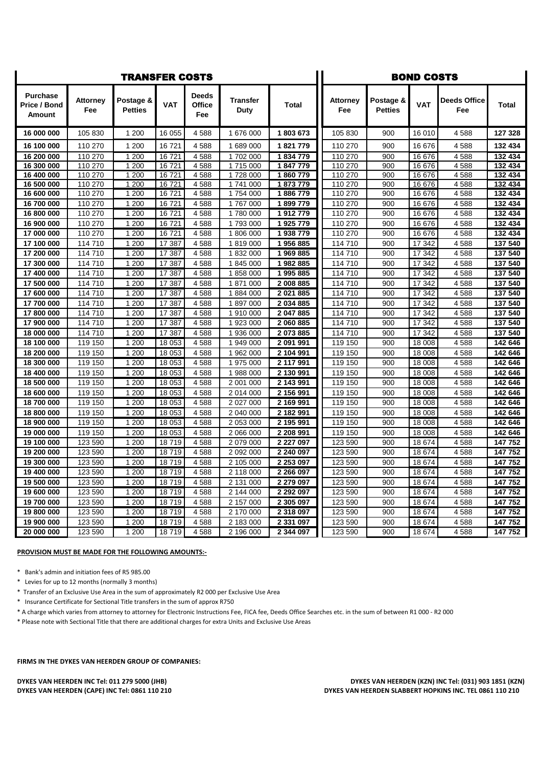| | TRANSFER COSTS | | | | | | BOND COSTS | | | | |
|---|---|---|---|---|---|---|---|---|---|---|---|
| **Purchase Price / Bond Amount** | **Attorney Fee** | **Postage & Petties** | **VAT** | **Deeds Office Fee** | **Transfer Duty** | **Total** | **Attorney Fee** | **Postage & Petties** | **VAT** | **Deeds Office Fee** | **Total** |
| **16 000 000** | 105 830 | 1 200 | 16 055 | 4 588 | 1 676 000 | **1 803 673** | 105 830 | 900 | 16 010 | 4 588 | **127 328** |
| **16 100 000** | 110 270 | 1 200 | 16 721 | 4 588 | 1 689 000 | **1 821 779** | 110 270 | 900 | 16 676 | 4 588 | **132 434** |
| **16 200 000** | 110 270 | 1 200 | 16 721 | 4 588 | 1 702 000 | **1 834 779** | 110 270 | 900 | 16 676 | 4 588 | **132 434** |
| **16 300 000** | 110 270 | 1 200 | 16 721 | 4 588 | 1 715 000 | **1 847 779** | 110 270 | 900 | 16 676 | 4 588 | **132 434** |
| **16 400 000** | 110 270 | 1 200 | 16 721 | 4 588 | 1 728 000 | **1 860 779** | 110 270 | 900 | 16 676 | 4 588 | **132 434** |
| **16 500 000** | 110 270 | 1 200 | 16 721 | 4 588 | 1 741 000 | **1 873 779** | 110 270 | 900 | 16 676 | 4 588 | **132 434** |
| **16 600 000** | 110 270 | 1 200 | 16 721 | 4 588 | 1 754 000 | **1 886 779** | 110 270 | 900 | 16 676 | 4 588 | **132 434** |
| **16 700 000** | 110 270 | 1 200 | 16 721 | 4 588 | 1 767 000 | **1 899 779** | 110 270 | 900 | 16 676 | 4 588 | **132 434** |
| **16 800 000** | 110 270 | 1 200 | 16 721 | 4 588 | 1 780 000 | **1 912 779** | 110 270 | 900 | 16 676 | 4 588 | **132 434** |
| **16 900 000** | 110 270 | 1 200 | 16 721 | 4 588 | 1 793 000 | **1 925 779** | 110 270 | 900 | 16 676 | 4 588 | **132 434** |
| **17 000 000** | 110 270 | 1 200 | 16 721 | 4 588 | 1 806 000 | **1 938 779** | 110 270 | 900 | 16 676 | 4 588 | **132 434** |
| **17 100 000** | 114 710 | 1 200 | 17 387 | 4 588 | 1 819 000 | **1 956 885** | 114 710 | 900 | 17 342 | 4 588 | **137 540** |
| **17 200 000** | 114 710 | 1 200 | 17 387 | 4 588 | 1 832 000 | **1 969 885** | 114 710 | 900 | 17 342 | 4 588 | **137 540** |
| **17 300 000** | 114 710 | 1 200 | 17 387 | 4 588 | 1 845 000 | **1 982 885** | 114 710 | 900 | 17 342 | 4 588 | **137 540** |
| **17 400 000** | 114 710 | 1 200 | 17 387 | 4 588 | 1 858 000 | **1 995 885** | 114 710 | 900 | 17 342 | 4 588 | **137 540** |
| **17 500 000** | 114 710 | 1 200 | 17 387 | 4 588 | 1 871 000 | **2 008 885** | 114 710 | 900 | 17 342 | 4 588 | **137 540** |
| **17 600 000** | 114 710 | 1 200 | 17 387 | 4 588 | 1 884 000 | **2 021 885** | 114 710 | 900 | 17 342 | 4 588 | **137 540** |
| **17 700 000** | 114 710 | 1 200 | 17 387 | 4 588 | 1 897 000 | **2 034 885** | 114 710 | 900 | 17 342 | 4 588 | **137 540** |
| **17 800 000** | 114 710 | 1 200 | 17 387 | 4 588 | 1 910 000 | **2 047 885** | 114 710 | 900 | 17 342 | 4 588 | **137 540** |
| **17 900 000** | 114 710 | 1 200 | 17 387 | 4 588 | 1 923 000 | **2 060 885** | 114 710 | 900 | 17 342 | 4 588 | **137 540** |
| **18 000 000** | 114 710 | 1 200 | 17 387 | 4 588 | 1 936 000 | **2 073 885** | 114 710 | 900 | 17 342 | 4 588 | **137 540** |
| **18 100 000** | 119 150 | 1 200 | 18 053 | 4 588 | 1 949 000 | **2 091 991** | 119 150 | 900 | 18 008 | 4 588 | **142 646** |
| **18 200 000** | 119 150 | 1 200 | 18 053 | 4 588 | 1 962 000 | **2 104 991** | 119 150 | 900 | 18 008 | 4 588 | **142 646** |
| **18 300 000** | 119 150 | 1 200 | 18 053 | 4 588 | 1 975 000 | **2 117 991** | 119 150 | 900 | 18 008 | 4 588 | **142 646** |
| **18 400 000** | 119 150 | 1 200 | 18 053 | 4 588 | 1 988 000 | **2 130 991** | 119 150 | 900 | 18 008 | 4 588 | **142 646** |
| **18 500 000** | 119 150 | 1 200 | 18 053 | 4 588 | 2 001 000 | **2 143 991** | 119 150 | 900 | 18 008 | 4 588 | **142 646** |
| **18 600 000** | 119 150 | 1 200 | 18 053 | 4 588 | 2 014 000 | **2 156 991** | 119 150 | 900 | 18 008 | 4 588 | **142 646** |
| **18 700 000** | 119 150 | 1 200 | 18 053 | 4 588 | 2 027 000 | **2 169 991** | 119 150 | 900 | 18 008 | 4 588 | **142 646** |
| **18 800 000** | 119 150 | 1 200 | 18 053 | 4 588 | 2 040 000 | **2 182 991** | 119 150 | 900 | 18 008 | 4 588 | **142 646** |
| **18 900 000** | 119 150 | 1 200 | 18 053 | 4 588 | 2 053 000 | **2 195 991** | 119 150 | 900 | 18 008 | 4 588 | **142 646** |
| **19 000 000** | 119 150 | 1 200 | 18 053 | 4 588 | 2 066 000 | **2 208 991** | 119 150 | 900 | 18 008 | 4 588 | **142 646** |
| **19 100 000** | 123 590 | 1 200 | 18 719 | 4 588 | 2 079 000 | **2 227 097** | 123 590 | 900 | 18 674 | 4 588 | **147 752** |
| **19 200 000** | 123 590 | 1 200 | 18 719 | 4 588 | 2 092 000 | **2 240 097** | 123 590 | 900 | 18 674 | 4 588 | **147 752** |
| **19 300 000** | 123 590 | 1 200 | 18 719 | 4 588 | 2 105 000 | **2 253 097** | 123 590 | 900 | 18 674 | 4 588 | **147 752** |
| **19 400 000** | 123 590 | 1 200 | 18 719 | 4 588 | 2 118 000 | **2 266 097** | 123 590 | 900 | 18 674 | 4 588 | **147 752** |
| **19 500 000** | 123 590 | 1 200 | 18 719 | 4 588 | 2 131 000 | **2 279 097** | 123 590 | 900 | 18 674 | 4 588 | **147 752** |
| **19 600 000** | 123 590 | 1 200 | 18 719 | 4 588 | 2 144 000 | **2 292 097** | 123 590 | 900 | 18 674 | 4 588 | **147 752** |
| **19 700 000** | 123 590 | 1 200 | 18 719 | 4 588 | 2 157 000 | **2 305 097** | 123 590 | 900 | 18 674 | 4 588 | **147 752** |
| **19 800 000** | 123 590 | 1 200 | 18 719 | 4 588 | 2 170 000 | **2 318 097** | 123 590 | 900 | 18 674 | 4 588 | **147 752** |
| **19 900 000** | 123 590 | 1 200 | 18 719 | 4 588 | 2 183 000 | **2 331 097** | 123 590 | 900 | 18 674 | 4 588 | **147 752** |
| **20 000 000** | 123 590 | 1 200 | 18 719 | 4 588 | 2 196 000 | **2 344 097** | 123 590 | 900 | 18 674 | 4 588 | **147 752** |

**PROVISION MUST BE MADE FOR THE FOLLOWING AMOUNTS:-**

* Bank's admin and initiation fees of R5 985.00
* Levies for up to 12 months (normally 3 months)
* Transfer of an Exclusive Use Area in the sum of approximately R2 000 per Exclusive Use Area
* Insurance Certificate for Sectional Title transfers in the sum of approx R750
* A charge which varies from attorney to attorney for Electronic Instructions Fee, FICA fee, Deeds Office Searches etc. in the sum of between R1 000 - R2 000
* Please note with Sectional Title that there are additional charges for extra Units and Exclusive Use Areas

**FIRMS IN THE DYKES VAN HEERDEN GROUP OF COMPANIES:**

**DYKES VAN HEERDEN INC Tel: 011 279 5000 (JHB)**
**DYKES VAN HEERDEN (CAPE) INC Tel: 0861 110 210**
**DYKES VAN HEERDEN (KZN) INC Tel: (031) 903 1851 (KZN)**
**DYKES VAN HEERDEN SLABBERT HOPKINS INC. TEL 0861 110 210**